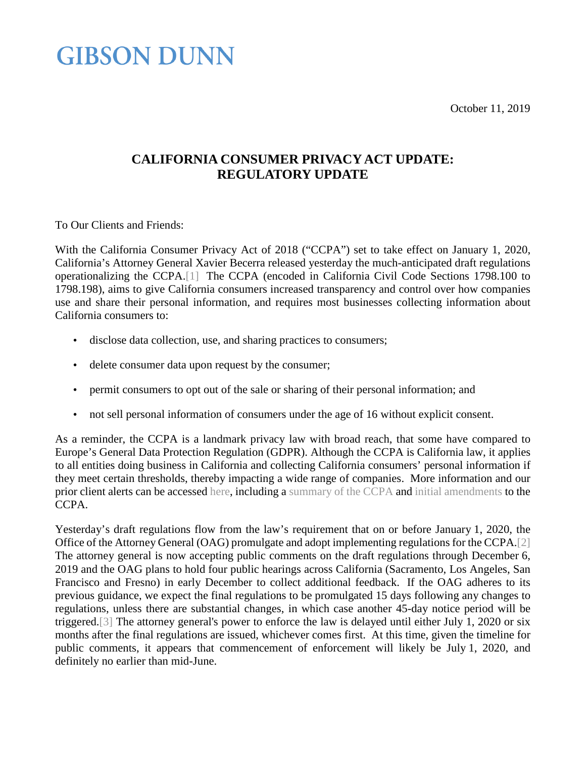GIBSON DUNN

October 11, 2019

# CALIFORNIA CONSUMER PRIVACY ACT UPDATE: REGULATORY UPDATE

To Our Clients and Friends:

With the California Consumer Privacy Act of 2018 ("CCPA") set to take effect on January 1, 2020, California's Attorney General Xavier Becerra released yesterday the much-anticipated draft regulations operationalizing the CCPA.[1] The CCPA (encoded in California Civil Code Sections 1798.100 to 1798.198), aims to give California consumers increased transparency and control over how companies use and share their personal information, and requires most businesses collecting information about California consumers to:

- disclose data collection, use, and sharing practices to consumers;
- delete consumer data upon request by the consumer;
- permit consumers to opt out of the sale or sharing of their personal information; and
- not sell personal information of consumers under the age of 16 without explicit consent.

As a reminder, the CCPA is a landmark privacy law with broad reach, that some have compared to Europe's General Data Protection Regulation (GDPR). Although the CCPA is California law, it applies to all entities doing business in California and collecting California consumers' personal information if they meet certain thresholds, thereby impacting a wide range of companies. More information and our prior client alerts can be accessed here, including a summary of the CCPA and initial amendments to the CCPA.

Yesterday's draft regulations flow from the law's requirement that on or before January 1, 2020, the Office of the Attorney General (OAG) promulgate and adopt implementing regulations for the CCPA.[2] The attorney general is now accepting public comments on the draft regulations through December 6, 2019 and the OAG plans to hold four public hearings across California (Sacramento, Los Angeles, San Francisco and Fresno) in early December to collect additional feedback. If the OAG adheres to its previous guidance, we expect the final regulations to be promulgated 15 days following any changes to regulations, unless there are substantial changes, in which case another 45-day notice period will be triggered.[3] The attorney general's power to enforce the law is delayed until either July 1, 2020 or six months after the final regulations are issued, whichever comes first. At this time, given the timeline for public comments, it appears that commencement of enforcement will likely be July 1, 2020, and definitely no earlier than mid-June.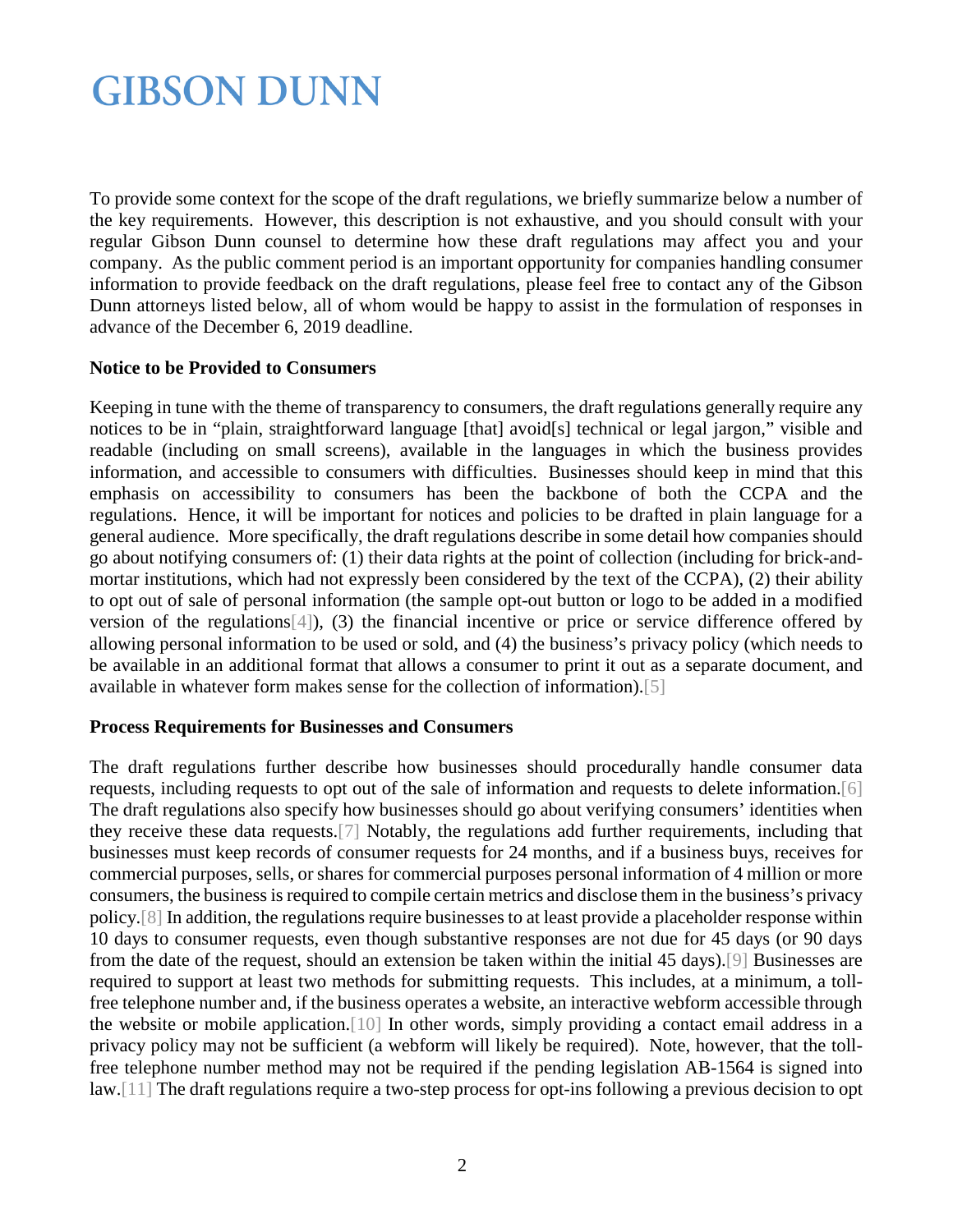To provide some context for the scope of the draft regulations, we briefly summarize below a number of the key requirements. However, this description is not exhaustive, and you should consult with your regular Gibson Dunn counsel to determine how these draft regulations may affect you and your company. As the public comment period is an important opportunity for companies handling consumer information to provide feedback on the draft regulations, please feel free to contact any of the Gibson Dunn attorneys listed below, all of whom would be happy to assist in the formulation of responses in advance of the December 6, 2019 deadline.

**Notice to be Provided to Consumers**

Keeping in tune with the theme of transparency to consumers, the draft regulations generally require any notices to be in "plain, straightforward language [that] avoid[s] technical or legal jargon," visible and readable (including on small screens), available in the languages in which the business provides information, and accessible to consumers with difficulties. Businesses should keep in mind that this emphasis on accessibility to consumers has been the backbone of both the CCPA and the regulations. Hence, it will be important for notices and policies to be drafted in plain language for a general audience. More specifically, the draft regulations describe in some detail how companies should go about notifying consumers of: (1) their data rights at the point of collection (including for brick-and-mortar institutions, which had not expressly been considered by the text of the CCPA), (2) their ability to opt out of sale of personal information (the sample opt-out button or logo to be added in a modified version of the regulations[4]), (3) the financial incentive or price or service difference offered by allowing personal information to be used or sold, and (4) the business's privacy policy (which needs to be available in an additional format that allows a consumer to print it out as a separate document, and available in whatever form makes sense for the collection of information).[5]

**Process Requirements for Businesses and Consumers**

The draft regulations further describe how businesses should procedurally handle consumer data requests, including requests to opt out of the sale of information and requests to delete information.[6] The draft regulations also specify how businesses should go about verifying consumers' identities when they receive these data requests.[7] Notably, the regulations add further requirements, including that businesses must keep records of consumer requests for 24 months, and if a business buys, receives for commercial purposes, sells, or shares for commercial purposes personal information of 4 million or more consumers, the business is required to compile certain metrics and disclose them in the business's privacy policy.[8] In addition, the regulations require businesses to at least provide a placeholder response within 10 days to consumer requests, even though substantive responses are not due for 45 days (or 90 days from the date of the request, should an extension be taken within the initial 45 days).[9] Businesses are required to support at least two methods for submitting requests. This includes, at a minimum, a toll-free telephone number and, if the business operates a website, an interactive webform accessible through the website or mobile application.[10] In other words, simply providing a contact email address in a privacy policy may not be sufficient (a webform will likely be required). Note, however, that the toll-free telephone number method may not be required if the pending legislation AB-1564 is signed into law.[11] The draft regulations require a two-step process for opt-ins following a previous decision to opt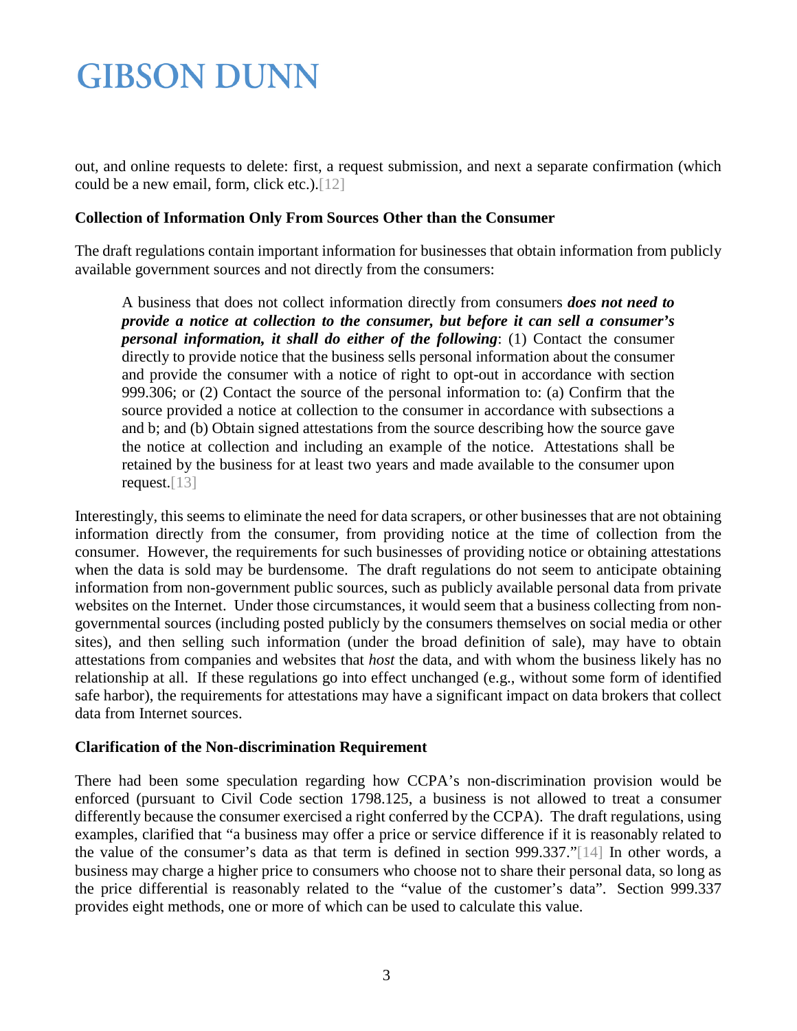out, and online requests to delete: first, a request submission, and next a separate confirmation (which could be a new email, form, click etc.).[12]

**Collection of Information Only From Sources Other than the Consumer**

The draft regulations contain important information for businesses that obtain information from publicly available government sources and not directly from the consumers:

> A business that does not collect information directly from consumers ***does not need to provide a notice at collection to the consumer, but before it can sell a consumer's personal information, it shall do either of the following***: (1) Contact the consumer directly to provide notice that the business sells personal information about the consumer and provide the consumer with a notice of right to opt-out in accordance with section 999.306; or (2) Contact the source of the personal information to: (a) Confirm that the source provided a notice at collection to the consumer in accordance with subsections a and b; and (b) Obtain signed attestations from the source describing how the source gave the notice at collection and including an example of the notice. Attestations shall be retained by the business for at least two years and made available to the consumer upon request.[13]

Interestingly, this seems to eliminate the need for data scrapers, or other businesses that are not obtaining information directly from the consumer, from providing notice at the time of collection from the consumer. However, the requirements for such businesses of providing notice or obtaining attestations when the data is sold may be burdensome. The draft regulations do not seem to anticipate obtaining information from non-government public sources, such as publicly available personal data from private websites on the Internet. Under those circumstances, it would seem that a business collecting from non-governmental sources (including posted publicly by the consumers themselves on social media or other sites), and then selling such information (under the broad definition of sale), may have to obtain attestations from companies and websites that *host* the data, and with whom the business likely has no relationship at all. If these regulations go into effect unchanged (e.g., without some form of identified safe harbor), the requirements for attestations may have a significant impact on data brokers that collect data from Internet sources.

**Clarification of the Non-discrimination Requirement**

There had been some speculation regarding how CCPA's non-discrimination provision would be enforced (pursuant to Civil Code section 1798.125, a business is not allowed to treat a consumer differently because the consumer exercised a right conferred by the CCPA). The draft regulations, using examples, clarified that "a business may offer a price or service difference if it is reasonably related to the value of the consumer's data as that term is defined in section 999.337."[14] In other words, a business may charge a higher price to consumers who choose not to share their personal data, so long as the price differential is reasonably related to the "value of the customer's data". Section 999.337 provides eight methods, one or more of which can be used to calculate this value.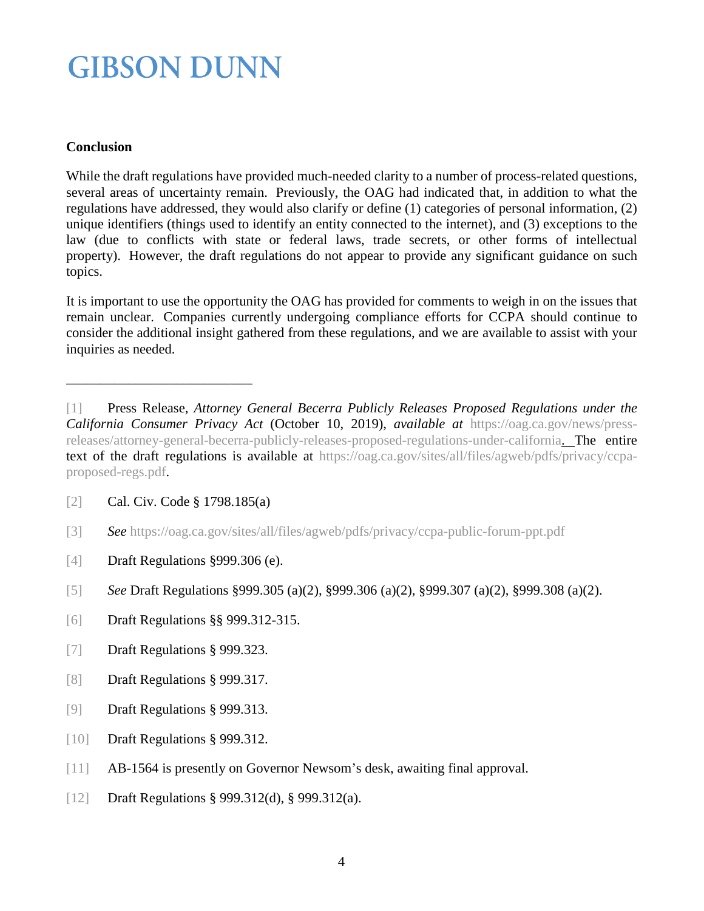**Conclusion**

While the draft regulations have provided much-needed clarity to a number of process-related questions, several areas of uncertainty remain. Previously, the OAG had indicated that, in addition to what the regulations have addressed, they would also clarify or define (1) categories of personal information, (2) unique identifiers (things used to identify an entity connected to the internet), and (3) exceptions to the law (due to conflicts with state or federal laws, trade secrets, or other forms of intellectual property). However, the draft regulations do not appear to provide any significant guidance on such topics.

It is important to use the opportunity the OAG has provided for comments to weigh in on the issues that remain unclear. Companies currently undergoing compliance efforts for CCPA should continue to consider the additional insight gathered from these regulations, and we are available to assist with your inquiries as needed.

---

[1] Press Release, *Attorney General Becerra Publicly Releases Proposed Regulations under the California Consumer Privacy Act* (October 10, 2019), *available at* https://oag.ca.gov/news/press-releases/attorney-general-becerra-publicly-releases-proposed-regulations-under-california. The entire text of the draft regulations is available at https://oag.ca.gov/sites/all/files/agweb/pdfs/privacy/ccpa-proposed-regs.pdf.

[2] Cal. Civ. Code § 1798.185(a)

[3] *See* https://oag.ca.gov/sites/all/files/agweb/pdfs/privacy/ccpa-public-forum-ppt.pdf

[4] Draft Regulations §999.306 (e).

[5] *See* Draft Regulations §999.305 (a)(2), §999.306 (a)(2), §999.307 (a)(2), §999.308 (a)(2).

[6] Draft Regulations §§ 999.312-315.

[7] Draft Regulations § 999.323.

[8] Draft Regulations § 999.317.

[9] Draft Regulations § 999.313.

[10] Draft Regulations § 999.312.

[11] AB-1564 is presently on Governor Newsom's desk, awaiting final approval.

[12] Draft Regulations § 999.312(d), § 999.312(a).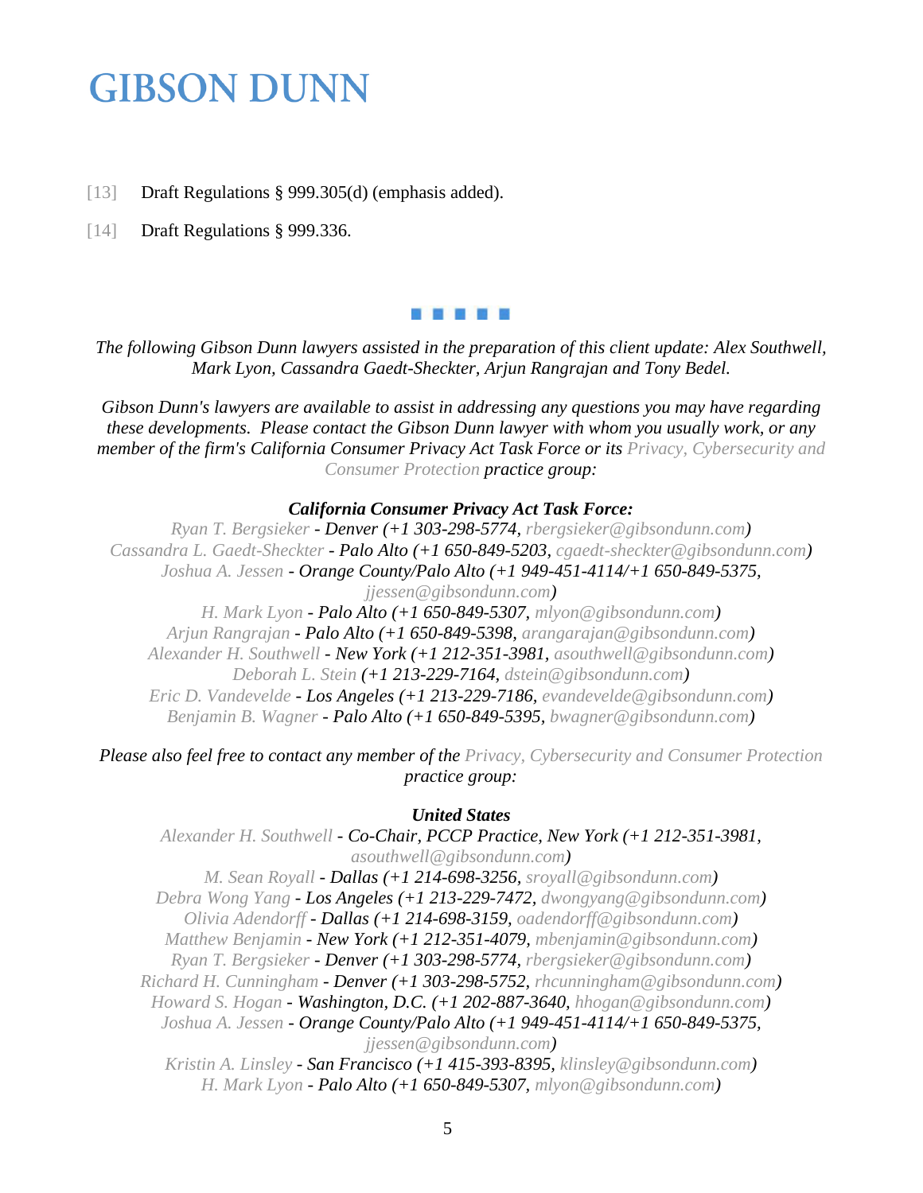[13] Draft Regulations § 999.305(d) (emphasis added).

[14] Draft Regulations § 999.336.

▪ ▪ ▪ ▪ ▪

*The following Gibson Dunn lawyers assisted in the preparation of this client update: Alex Southwell, Mark Lyon, Cassandra Gaedt-Sheckter, Arjun Rangrajan and Tony Bedel.*

*Gibson Dunn's lawyers are available to assist in addressing any questions you may have regarding these developments. Please contact the Gibson Dunn lawyer with whom you usually work, or any member of the firm's California Consumer Privacy Act Task Force or its Privacy, Cybersecurity and Consumer Protection practice group:*

***California Consumer Privacy Act Task Force:***

*Ryan T. Bergsieker - Denver (+1 303-298-5774, rbergsieker@gibsondunn.com)*
*Cassandra L. Gaedt-Sheckter - Palo Alto (+1 650-849-5203, cgaedt-sheckter@gibsondunn.com)*
*Joshua A. Jessen - Orange County/Palo Alto (+1 949-451-4114/+1 650-849-5375, jjessen@gibsondunn.com)*
*H. Mark Lyon - Palo Alto (+1 650-849-5307, mlyon@gibsondunn.com)*
*Arjun Rangrajan - Palo Alto (+1 650-849-5398, arangarajan@gibsondunn.com)*
*Alexander H. Southwell - New York (+1 212-351-3981, asouthwell@gibsondunn.com)*
*Deborah L. Stein (+1 213-229-7164, dstein@gibsondunn.com)*
*Eric D. Vandevelde - Los Angeles (+1 213-229-7186, evandevelde@gibsondunn.com)*
*Benjamin B. Wagner - Palo Alto (+1 650-849-5395, bwagner@gibsondunn.com)*

*Please also feel free to contact any member of the Privacy, Cybersecurity and Consumer Protection practice group:*

***United States***

*Alexander H. Southwell - Co-Chair, PCCP Practice, New York (+1 212-351-3981, asouthwell@gibsondunn.com)*
*M. Sean Royall - Dallas (+1 214-698-3256, sroyall@gibsondunn.com)*
*Debra Wong Yang - Los Angeles (+1 213-229-7472, dwongyang@gibsondunn.com)*
*Olivia Adendorff - Dallas (+1 214-698-3159, oadendorff@gibsondunn.com)*
*Matthew Benjamin - New York (+1 212-351-4079, mbenjamin@gibsondunn.com)*
*Ryan T. Bergsieker - Denver (+1 303-298-5774, rbergsieker@gibsondunn.com)*
*Richard H. Cunningham - Denver (+1 303-298-5752, rhcunningham@gibsondunn.com)*
*Howard S. Hogan - Washington, D.C. (+1 202-887-3640, hhogan@gibsondunn.com)*
*Joshua A. Jessen - Orange County/Palo Alto (+1 949-451-4114/+1 650-849-5375, jjessen@gibsondunn.com)*
*Kristin A. Linsley - San Francisco (+1 415-393-8395, klinsley@gibsondunn.com)*
*H. Mark Lyon - Palo Alto (+1 650-849-5307, mlyon@gibsondunn.com)*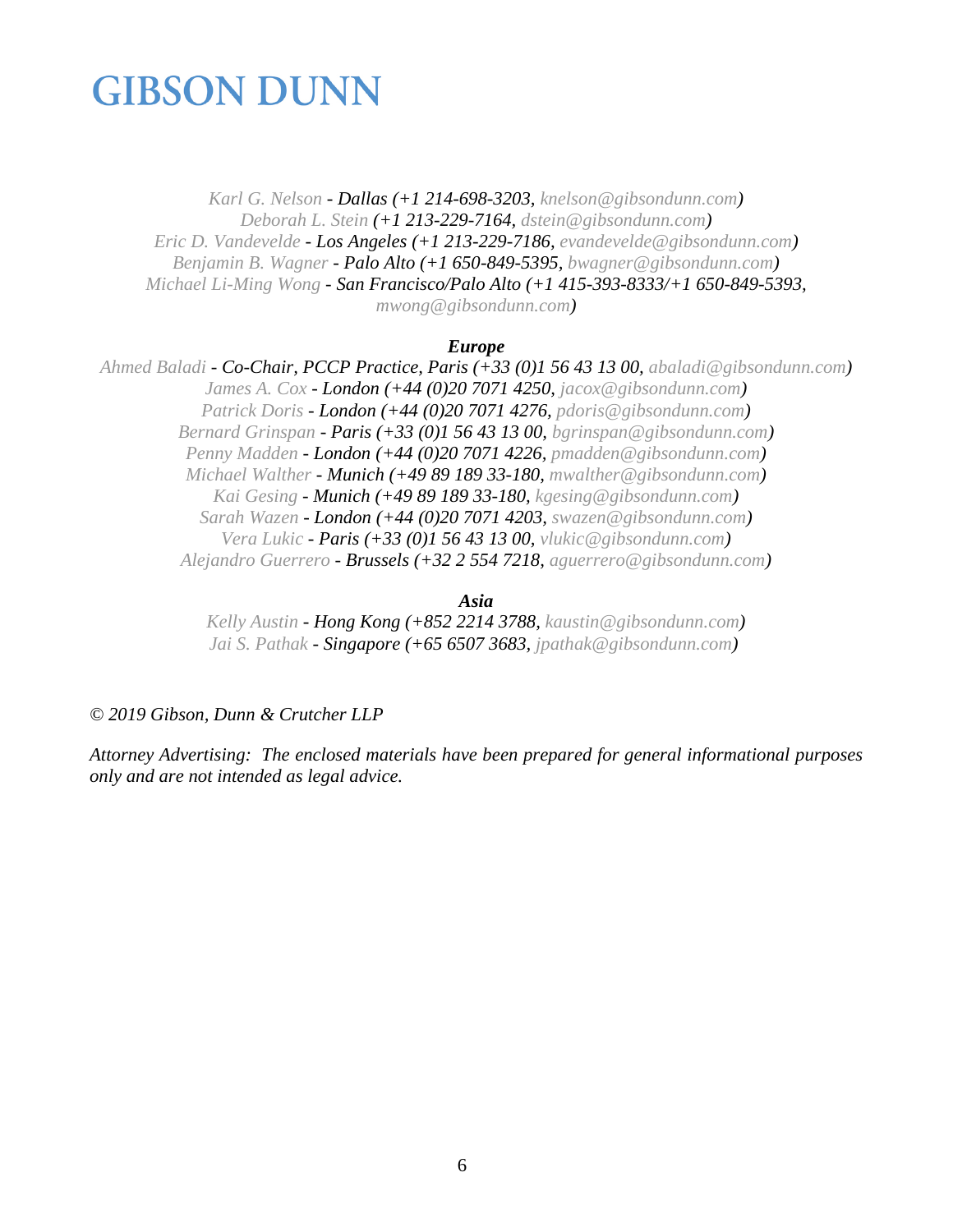# GIBSON DUNN

*Karl G. Nelson - Dallas (+1 214-698-3203, knelson@gibsondunn.com)*
*Deborah L. Stein (+1 213-229-7164, dstein@gibsondunn.com)*
*Eric D. Vandevelde - Los Angeles (+1 213-229-7186, evandevelde@gibsondunn.com)*
*Benjamin B. Wagner - Palo Alto (+1 650-849-5395, bwagner@gibsondunn.com)*
*Michael Li-Ming Wong - San Francisco/Palo Alto (+1 415-393-8333/+1 650-849-5393, mwong@gibsondunn.com)*

***Europe***

*Ahmed Baladi - Co-Chair, PCCP Practice, Paris (+33 (0)1 56 43 13 00, abaladi@gibsondunn.com)*
*James A. Cox - London (+44 (0)20 7071 4250, jacox@gibsondunn.com)*
*Patrick Doris - London (+44 (0)20 7071 4276, pdoris@gibsondunn.com)*
*Bernard Grinspan - Paris (+33 (0)1 56 43 13 00, bgrinspan@gibsondunn.com)*
*Penny Madden - London (+44 (0)20 7071 4226, pmadden@gibsondunn.com)*
*Michael Walther - Munich (+49 89 189 33-180, mwalther@gibsondunn.com)*
*Kai Gesing - Munich (+49 89 189 33-180, kgesing@gibsondunn.com)*
*Sarah Wazen - London (+44 (0)20 7071 4203, swazen@gibsondunn.com)*
*Vera Lukic - Paris (+33 (0)1 56 43 13 00, vlukic@gibsondunn.com)*
*Alejandro Guerrero - Brussels (+32 2 554 7218, aguerrero@gibsondunn.com)*

***Asia***

*Kelly Austin - Hong Kong (+852 2214 3788, kaustin@gibsondunn.com)*
*Jai S. Pathak - Singapore (+65 6507 3683, jpathak@gibsondunn.com)*

*© 2019 Gibson, Dunn & Crutcher LLP*

*Attorney Advertising: The enclosed materials have been prepared for general informational purposes only and are not intended as legal advice.*